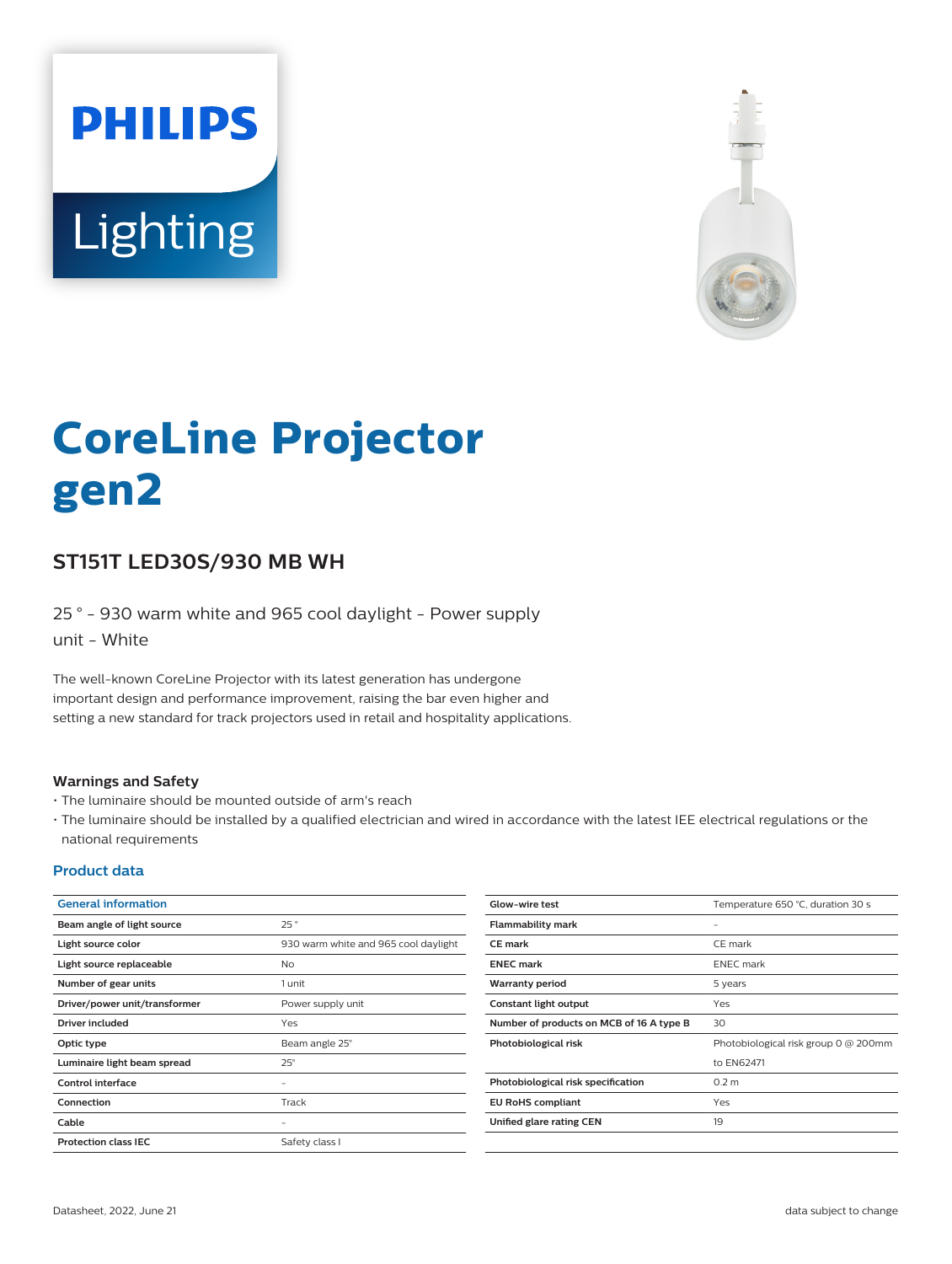PHILIPS

Lighting

# CoreLine Projector gen2

## ST151T LED30S/930 MB WH

25 ° - 930 warm white and 965 cool daylight - Power supply unit - White

The well-known CoreLine Projector with its latest generation has undergone important design and performance improvement, raising the bar even higher and setting a new standard for track projectors used in retail and hospitality applications.

### Warnings and Safety

- The luminaire should be mounted outside of arm's reach
- The luminaire should be installed by a qualified electrician and wired in accordance with the latest IEE electrical regulations or the national requirements

### Product data

| General information | |
|---|---|
| Beam angle of light source | 25 ° |
| Light source color | 930 warm white and 965 cool daylight |
| Light source replaceable | No |
| Number of gear units | 1 unit |
| Driver/power unit/transformer | Power supply unit |
| Driver included | Yes |
| Optic type | Beam angle 25° |
| Luminaire light beam spread | 25° |
| Control interface | - |
| Connection | Track |
| Cable | - |
| Protection class IEC | Safety class I |
| Glow-wire test | Temperature 650 °C, duration 30 s |
| Flammability mark | - |
| CE mark | CE mark |
| ENEC mark | ENEC mark |
| Warranty period | 5 years |
| Constant light output | Yes |
| Number of products on MCB of 16 A type B | 30 |
| Photobiological risk | Photobiological risk group 0 @ 200mm to EN62471 |
| Photobiological risk specification | 0.2 m |
| EU RoHS compliant | Yes |
| Unified glare rating CEN | 19 |

Datasheet, 2022, June 21

data subject to change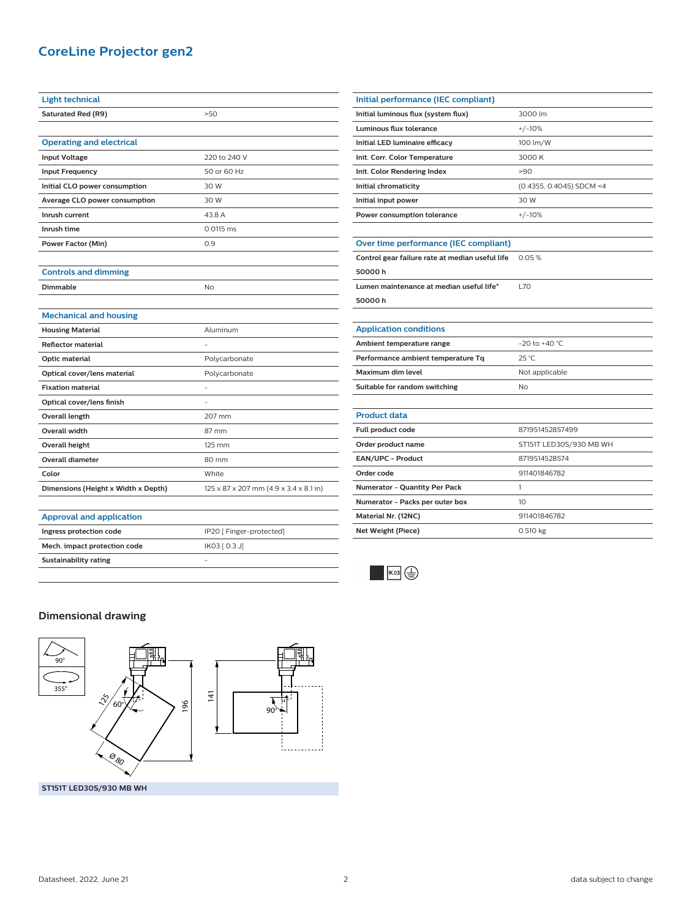# CoreLine Projector gen2

| Light technical | |
|---|---|
| Saturated Red (R9) | >50 |

| Operating and electrical | |
|---|---|
| Input Voltage | 220 to 240 V |
| Input Frequency | 50 or 60 Hz |
| Initial CLO power consumption | 30 W |
| Average CLO power consumption | 30 W |
| Inrush current | 43.8 A |
| Inrush time | 0.0115 ms |
| Power Factor (Min) | 0.9 |

| Controls and dimming | |
|---|---|
| Dimmable | No |

| Mechanical and housing | |
|---|---|
| Housing Material | Aluminum |
| Reflector material | - |
| Optic material | Polycarbonate |
| Optical cover/lens material | Polycarbonate |
| Fixation material | - |
| Optical cover/lens finish | - |
| Overall length | 207 mm |
| Overall width | 87 mm |
| Overall height | 125 mm |
| Overall diameter | 80 mm |
| Color | White |
| Dimensions (Height x Width x Depth) | 125 x 87 x 207 mm (4.9 x 3.4 x 8.1 in) |

| Approval and application | |
|---|---|
| Ingress protection code | IP20 [ Finger-protected] |
| Mech. impact protection code | IK03 [ 0.3 J] |
| Sustainability rating | - |

| Initial performance (IEC compliant) | |
|---|---|
| Initial luminous flux (system flux) | 3000 lm |
| Luminous flux tolerance | +/-10% |
| Initial LED luminaire efficacy | 100 lm/W |
| Init. Corr. Color Temperature | 3000 K |
| Init. Color Rendering Index | >90 |
| Initial chromaticity | (0.4355, 0.4045) SDCM <4 |
| Initial input power | 30 W |
| Power consumption tolerance | +/-10% |

| Over time performance (IEC compliant) | |
|---|---|
| Control gear failure rate at median useful life 50000 h | 0.05 % |
| Lumen maintenance at median useful life* 50000 h | L70 |

| Application conditions | |
|---|---|
| Ambient temperature range | -20 to +40 °C |
| Performance ambient temperature Tq | 25 °C |
| Maximum dim level | Not applicable |
| Suitable for random switching | No |

| Product data | |
|---|---|
| Full product code | 871951452857499 |
| Order product name | ST151T LED30S/930 MB WH |
| EAN/UPC - Product | 8719514528574 |
| Order code | 911401846782 |
| Numerator - Quantity Per Pack | 1 |
| Numerator - Packs per outer box | 10 |
| Material Nr. (12NC) | 911401846782 |
| Net Weight (Piece) | 0.510 kg |

IK03

## Dimensional drawing

90°
355°
125
60°
Ø 80
196
141
90°

ST151T LED30S/930 MB WH

Datasheet, 2022, June 21

data subject to change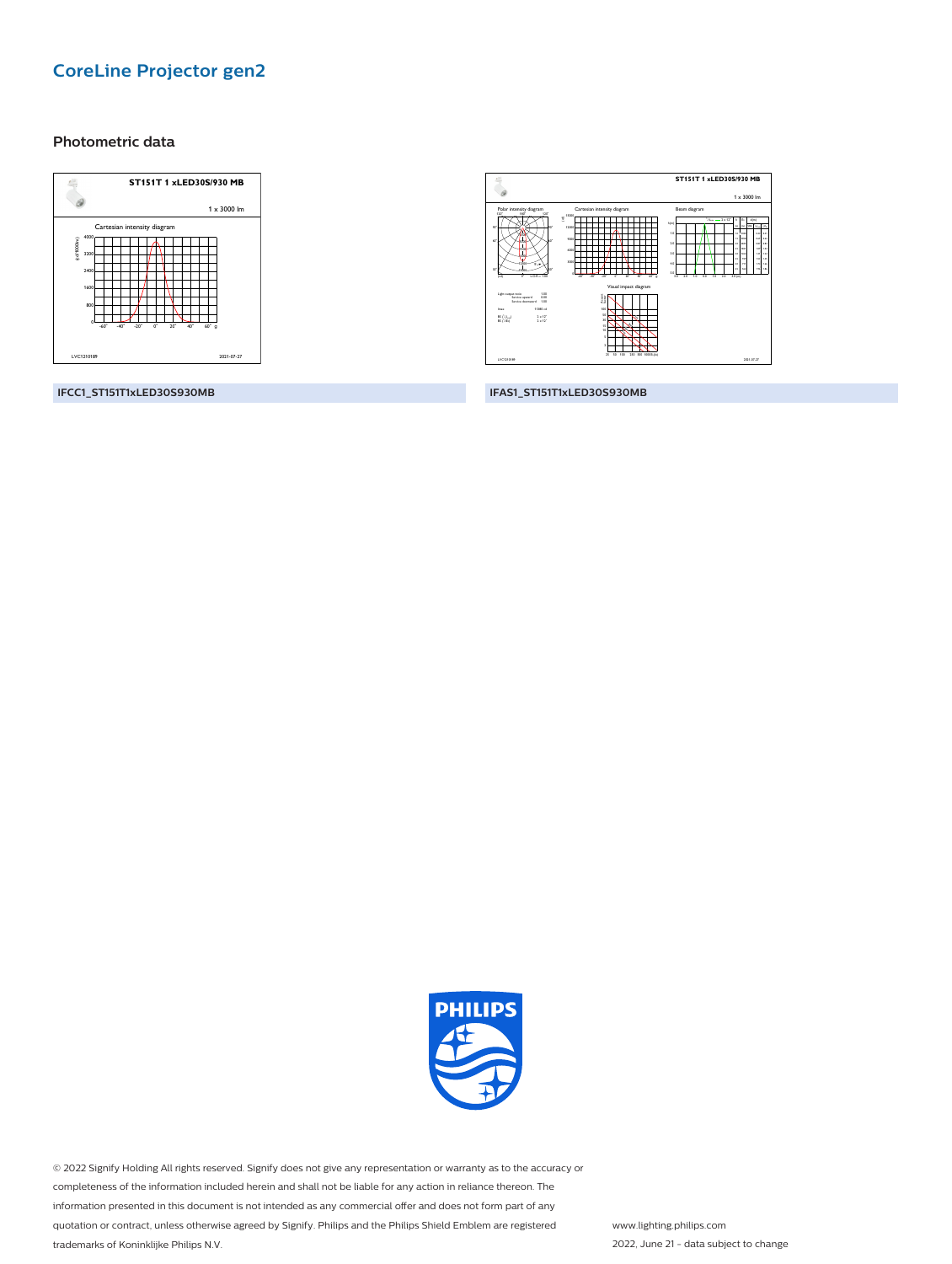## CoreLine Projector gen2

### Photometric data

ST151T 1 xLED30S/930 MB

1 x 3000 lm

Cartesian intensity diagram

(cd/1000lm)

4000
3200
2400
1600
800
0

-60° -40° -20° 0° 20° 40° 60° g

LVC1210189

2021-07-27

IFCC1_ST151T1xLED30S930MB

ST151T 1 xLED30S/930 MB

1 x 3000 lm

Polar intensity diagram

Cartesian intensity diagram

Beam diagram

Visual impact diagram

LVC1210189

2021-07-27

IFAS1_ST151T1xLED30S930MB

© 2022 Signify Holding All rights reserved. Signify does not give any representation or warranty as to the accuracy or completeness of the information included herein and shall not be liable for any action in reliance thereon. The information presented in this document is not intended as any commercial offer and does not form part of any quotation or contract, unless otherwise agreed by Signify. Philips and the Philips Shield Emblem are registered trademarks of Koninklijke Philips N.V.

www.lighting.philips.com

2022, June 21 - data subject to change